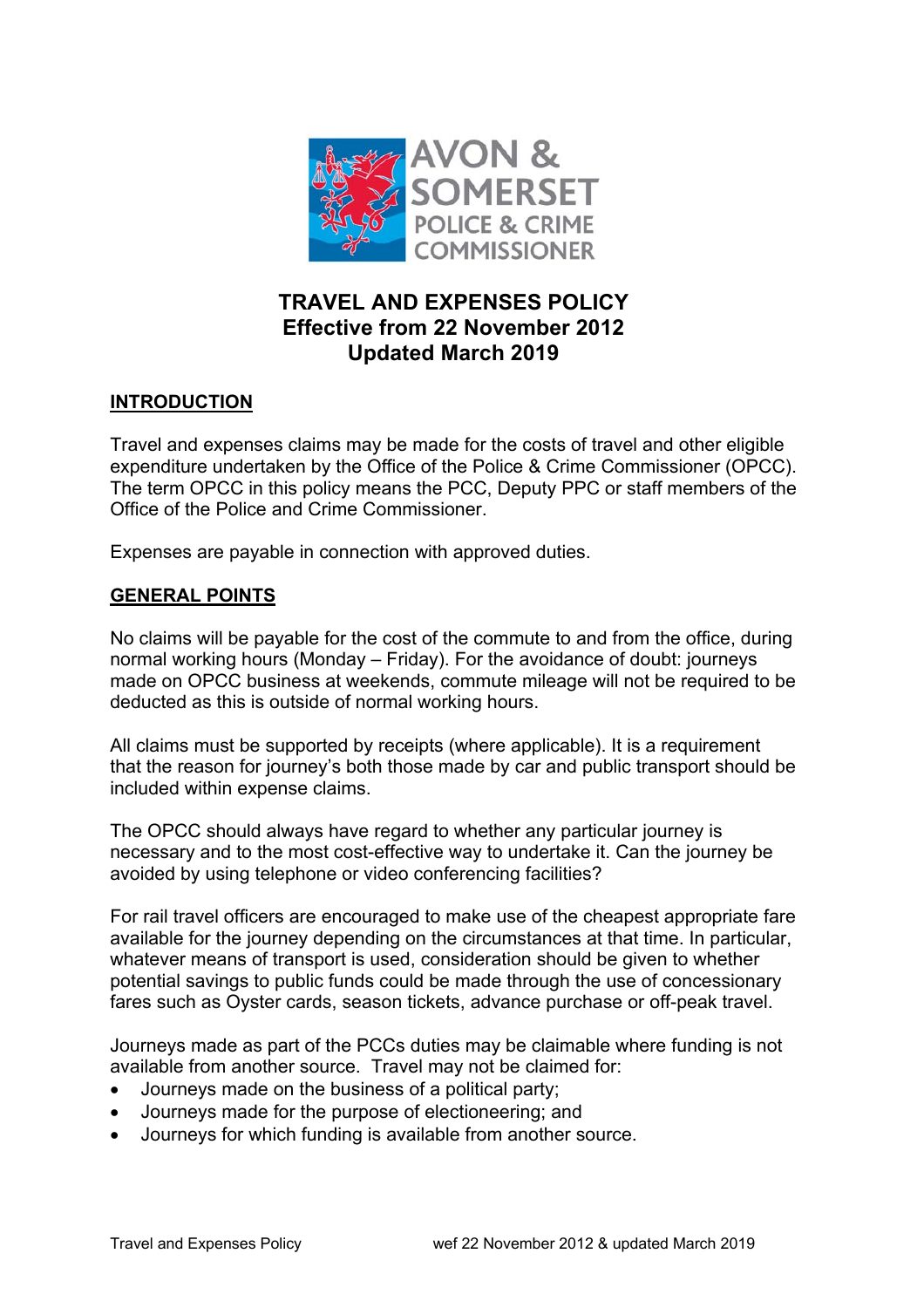AVON & SOMERSET POLICE & CRIME COMMISSIONER

# TRAVEL AND EXPENSES POLICY
## Effective from 22 November 2012
## Updated March 2019

## INTRODUCTION

Travel and expenses claims may be made for the costs of travel and other eligible expenditure undertaken by the Office of the Police & Crime Commissioner (OPCC). The term OPCC in this policy means the PCC, Deputy PPC or staff members of the Office of the Police and Crime Commissioner.

Expenses are payable in connection with approved duties.

## GENERAL POINTS

No claims will be payable for the cost of the commute to and from the office, during normal working hours (Monday – Friday). For the avoidance of doubt: journeys made on OPCC business at weekends, commute mileage will not be required to be deducted as this is outside of normal working hours.

All claims must be supported by receipts (where applicable). It is a requirement that the reason for journey's both those made by car and public transport should be included within expense claims.

The OPCC should always have regard to whether any particular journey is necessary and to the most cost-effective way to undertake it. Can the journey be avoided by using telephone or video conferencing facilities?

For rail travel officers are encouraged to make use of the cheapest appropriate fare available for the journey depending on the circumstances at that time. In particular, whatever means of transport is used, consideration should be given to whether potential savings to public funds could be made through the use of concessionary fares such as Oyster cards, season tickets, advance purchase or off-peak travel.

Journeys made as part of the PCCs duties may be claimable where funding is not available from another source. Travel may not be claimed for:

- Journeys made on the business of a political party;
- Journeys made for the purpose of electioneering; and
- Journeys for which funding is available from another source.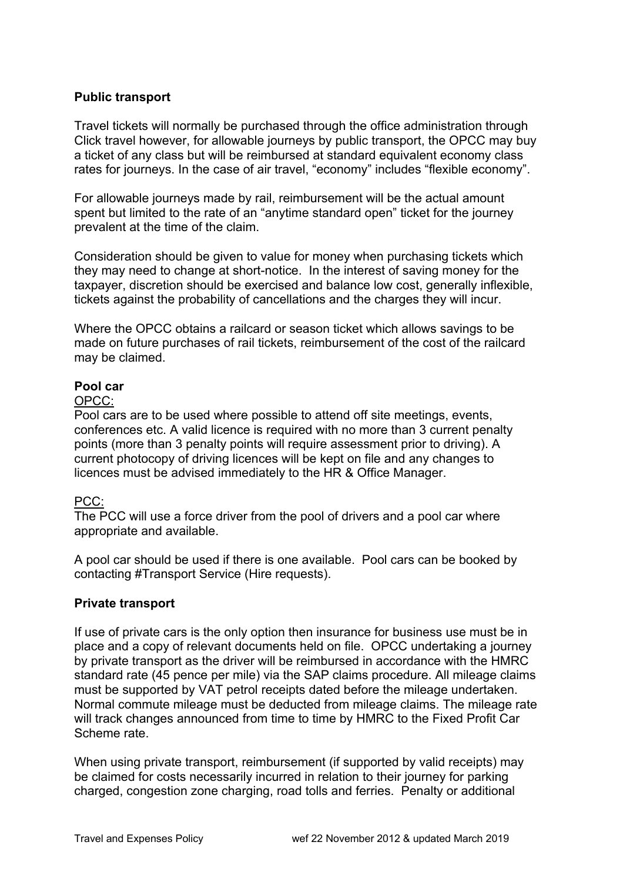**Public transport**

Travel tickets will normally be purchased through the office administration through Click travel however, for allowable journeys by public transport, the OPCC may buy a ticket of any class but will be reimbursed at standard equivalent economy class rates for journeys. In the case of air travel, "economy" includes "flexible economy".

For allowable journeys made by rail, reimbursement will be the actual amount spent but limited to the rate of an "anytime standard open" ticket for the journey prevalent at the time of the claim.

Consideration should be given to value for money when purchasing tickets which they may need to change at short-notice. In the interest of saving money for the taxpayer, discretion should be exercised and balance low cost, generally inflexible, tickets against the probability of cancellations and the charges they will incur.

Where the OPCC obtains a railcard or season ticket which allows savings to be made on future purchases of rail tickets, reimbursement of the cost of the railcard may be claimed.

**Pool car**

<u>OPCC:</u>
Pool cars are to be used where possible to attend off site meetings, events, conferences etc. A valid licence is required with no more than 3 current penalty points (more than 3 penalty points will require assessment prior to driving). A current photocopy of driving licences will be kept on file and any changes to licences must be advised immediately to the HR & Office Manager.

<u>PCC:</u>
The PCC will use a force driver from the pool of drivers and a pool car where appropriate and available.

A pool car should be used if there is one available. Pool cars can be booked by contacting #Transport Service (Hire requests).

**Private transport**

If use of private cars is the only option then insurance for business use must be in place and a copy of relevant documents held on file. OPCC undertaking a journey by private transport as the driver will be reimbursed in accordance with the HMRC standard rate (45 pence per mile) via the SAP claims procedure. All mileage claims must be supported by VAT petrol receipts dated before the mileage undertaken. Normal commute mileage must be deducted from mileage claims. The mileage rate will track changes announced from time to time by HMRC to the Fixed Profit Car Scheme rate.

When using private transport, reimbursement (if supported by valid receipts) may be claimed for costs necessarily incurred in relation to their journey for parking charged, congestion zone charging, road tolls and ferries. Penalty or additional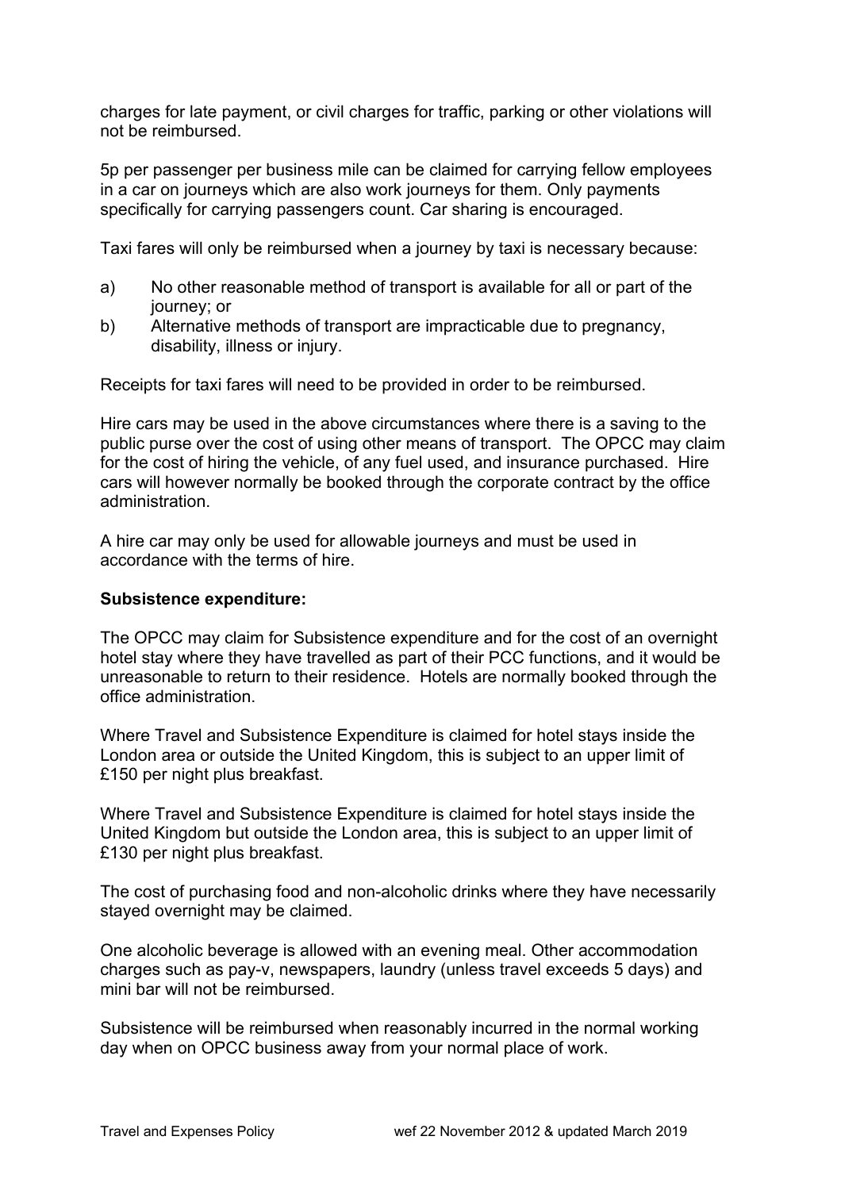charges for late payment, or civil charges for traffic, parking or other violations will not be reimbursed.

5p per passenger per business mile can be claimed for carrying fellow employees in a car on journeys which are also work journeys for them. Only payments specifically for carrying passengers count. Car sharing is encouraged.

Taxi fares will only be reimbursed when a journey by taxi is necessary because:

a) No other reasonable method of transport is available for all or part of the journey; or
b) Alternative methods of transport are impracticable due to pregnancy, disability, illness or injury.

Receipts for taxi fares will need to be provided in order to be reimbursed.

Hire cars may be used in the above circumstances where there is a saving to the public purse over the cost of using other means of transport. The OPCC may claim for the cost of hiring the vehicle, of any fuel used, and insurance purchased. Hire cars will however normally be booked through the corporate contract by the office administration.

A hire car may only be used for allowable journeys and must be used in accordance with the terms of hire.

**Subsistence expenditure:**

The OPCC may claim for Subsistence expenditure and for the cost of an overnight hotel stay where they have travelled as part of their PCC functions, and it would be unreasonable to return to their residence. Hotels are normally booked through the office administration.

Where Travel and Subsistence Expenditure is claimed for hotel stays inside the London area or outside the United Kingdom, this is subject to an upper limit of £150 per night plus breakfast.

Where Travel and Subsistence Expenditure is claimed for hotel stays inside the United Kingdom but outside the London area, this is subject to an upper limit of £130 per night plus breakfast.

The cost of purchasing food and non-alcoholic drinks where they have necessarily stayed overnight may be claimed.

One alcoholic beverage is allowed with an evening meal. Other accommodation charges such as pay-v, newspapers, laundry (unless travel exceeds 5 days) and mini bar will not be reimbursed.

Subsistence will be reimbursed when reasonably incurred in the normal working day when on OPCC business away from your normal place of work.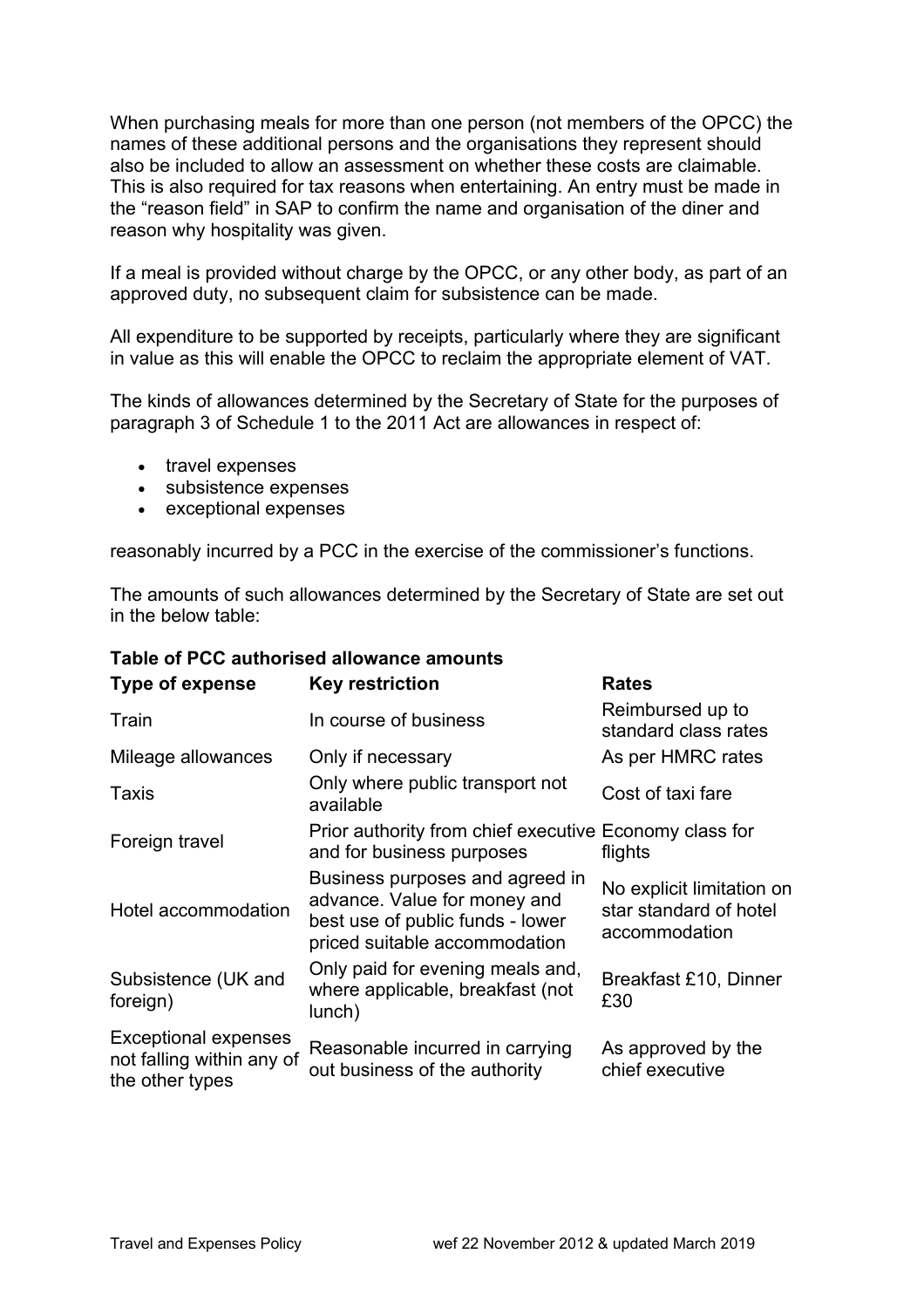When purchasing meals for more than one person (not members of the OPCC) the names of these additional persons and the organisations they represent should also be included to allow an assessment on whether these costs are claimable. This is also required for tax reasons when entertaining. An entry must be made in the "reason field" in SAP to confirm the name and organisation of the diner and reason why hospitality was given.

If a meal is provided without charge by the OPCC, or any other body, as part of an approved duty, no subsequent claim for subsistence can be made.

All expenditure to be supported by receipts, particularly where they are significant in value as this will enable the OPCC to reclaim the appropriate element of VAT.

The kinds of allowances determined by the Secretary of State for the purposes of paragraph 3 of Schedule 1 to the 2011 Act are allowances in respect of:

- travel expenses
- subsistence expenses
- exceptional expenses

reasonably incurred by a PCC in the exercise of the commissioner's functions.

The amounts of such allowances determined by the Secretary of State are set out in the below table:

**Table of PCC authorised allowance amounts**

| Type of expense | Key restriction | Rates |
|---|---|---|
| Train | In course of business | Reimbursed up to standard class rates |
| Mileage allowances | Only if necessary | As per HMRC rates |
| Taxis | Only where public transport not available | Cost of taxi fare |
| Foreign travel | Prior authority from chief executive and for business purposes | Economy class for flights |
| Hotel accommodation | Business purposes and agreed in advance. Value for money and best use of public funds - lower priced suitable accommodation | No explicit limitation on star standard of hotel accommodation |
| Subsistence (UK and foreign) | Only paid for evening meals and, where applicable, breakfast (not lunch) | Breakfast £10, Dinner £30 |
| Exceptional expenses not falling within any of the other types | Reasonable incurred in carrying out business of the authority | As approved by the chief executive |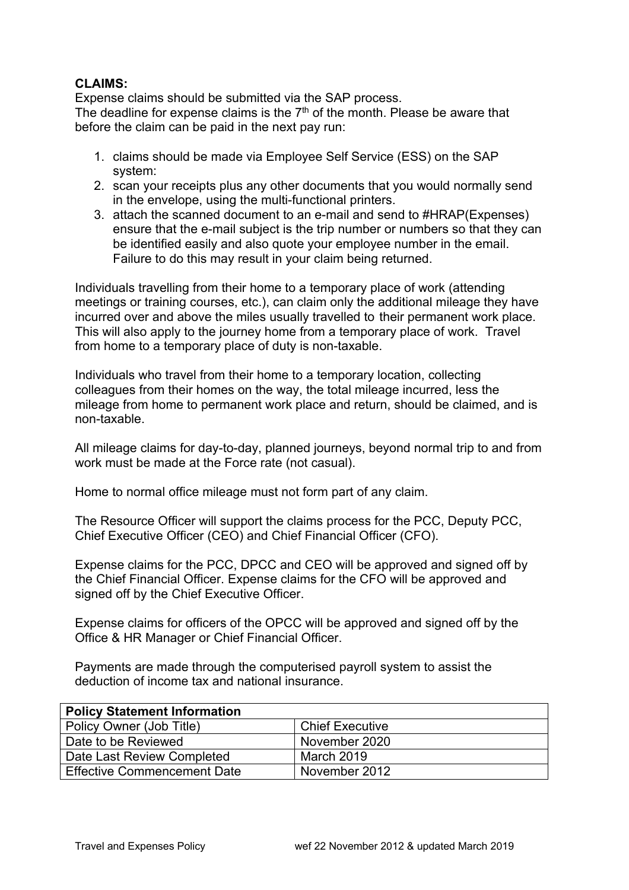**CLAIMS:**

Expense claims should be submitted via the SAP process.
The deadline for expense claims is the 7th of the month. Please be aware that before the claim can be paid in the next pay run:

1. claims should be made via Employee Self Service (ESS) on the SAP system:
2. scan your receipts plus any other documents that you would normally send in the envelope, using the multi-functional printers.
3. attach the scanned document to an e-mail and send to #HRAP(Expenses) ensure that the e-mail subject is the trip number or numbers so that they can be identified easily and also quote your employee number in the email. Failure to do this may result in your claim being returned.

Individuals travelling from their home to a temporary place of work (attending meetings or training courses, etc.), can claim only the additional mileage they have incurred over and above the miles usually travelled to their permanent work place. This will also apply to the journey home from a temporary place of work. Travel from home to a temporary place of duty is non-taxable.

Individuals who travel from their home to a temporary location, collecting colleagues from their homes on the way, the total mileage incurred, less the mileage from home to permanent work place and return, should be claimed, and is non-taxable.

All mileage claims for day-to-day, planned journeys, beyond normal trip to and from work must be made at the Force rate (not casual).

Home to normal office mileage must not form part of any claim.

The Resource Officer will support the claims process for the PCC, Deputy PCC, Chief Executive Officer (CEO) and Chief Financial Officer (CFO).

Expense claims for the PCC, DPCC and CEO will be approved and signed off by the Chief Financial Officer. Expense claims for the CFO will be approved and signed off by the Chief Executive Officer.

Expense claims for officers of the OPCC will be approved and signed off by the Office & HR Manager or Chief Financial Officer.

Payments are made through the computerised payroll system to assist the deduction of income tax and national insurance.

| **Policy Statement Information** | |
|---|---|
| Policy Owner (Job Title) | Chief Executive |
| Date to be Reviewed | November 2020 |
| Date Last Review Completed | March 2019 |
| Effective Commencement Date | November 2012 |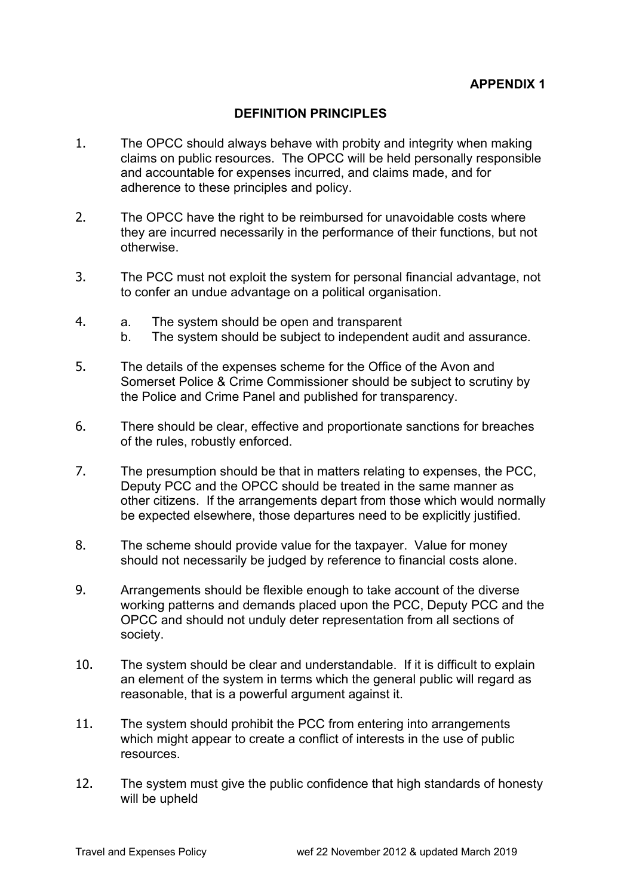**APPENDIX 1**

## DEFINITION PRINCIPLES

1. The OPCC should always behave with probity and integrity when making claims on public resources. The OPCC will be held personally responsible and accountable for expenses incurred, and claims made, and for adherence to these principles and policy.

2. The OPCC have the right to be reimbursed for unavoidable costs where they are incurred necessarily in the performance of their functions, but not otherwise.

3. The PCC must not exploit the system for personal financial advantage, not to confer an undue advantage on a political organisation.

4. a. The system should be open and transparent
   b. The system should be subject to independent audit and assurance.

5. The details of the expenses scheme for the Office of the Avon and Somerset Police & Crime Commissioner should be subject to scrutiny by the Police and Crime Panel and published for transparency.

6. There should be clear, effective and proportionate sanctions for breaches of the rules, robustly enforced.

7. The presumption should be that in matters relating to expenses, the PCC, Deputy PCC and the OPCC should be treated in the same manner as other citizens. If the arrangements depart from those which would normally be expected elsewhere, those departures need to be explicitly justified.

8. The scheme should provide value for the taxpayer. Value for money should not necessarily be judged by reference to financial costs alone.

9. Arrangements should be flexible enough to take account of the diverse working patterns and demands placed upon the PCC, Deputy PCC and the OPCC and should not unduly deter representation from all sections of society.

10. The system should be clear and understandable. If it is difficult to explain an element of the system in terms which the general public will regard as reasonable, that is a powerful argument against it.

11. The system should prohibit the PCC from entering into arrangements which might appear to create a conflict of interests in the use of public resources.

12. The system must give the public confidence that high standards of honesty will be upheld